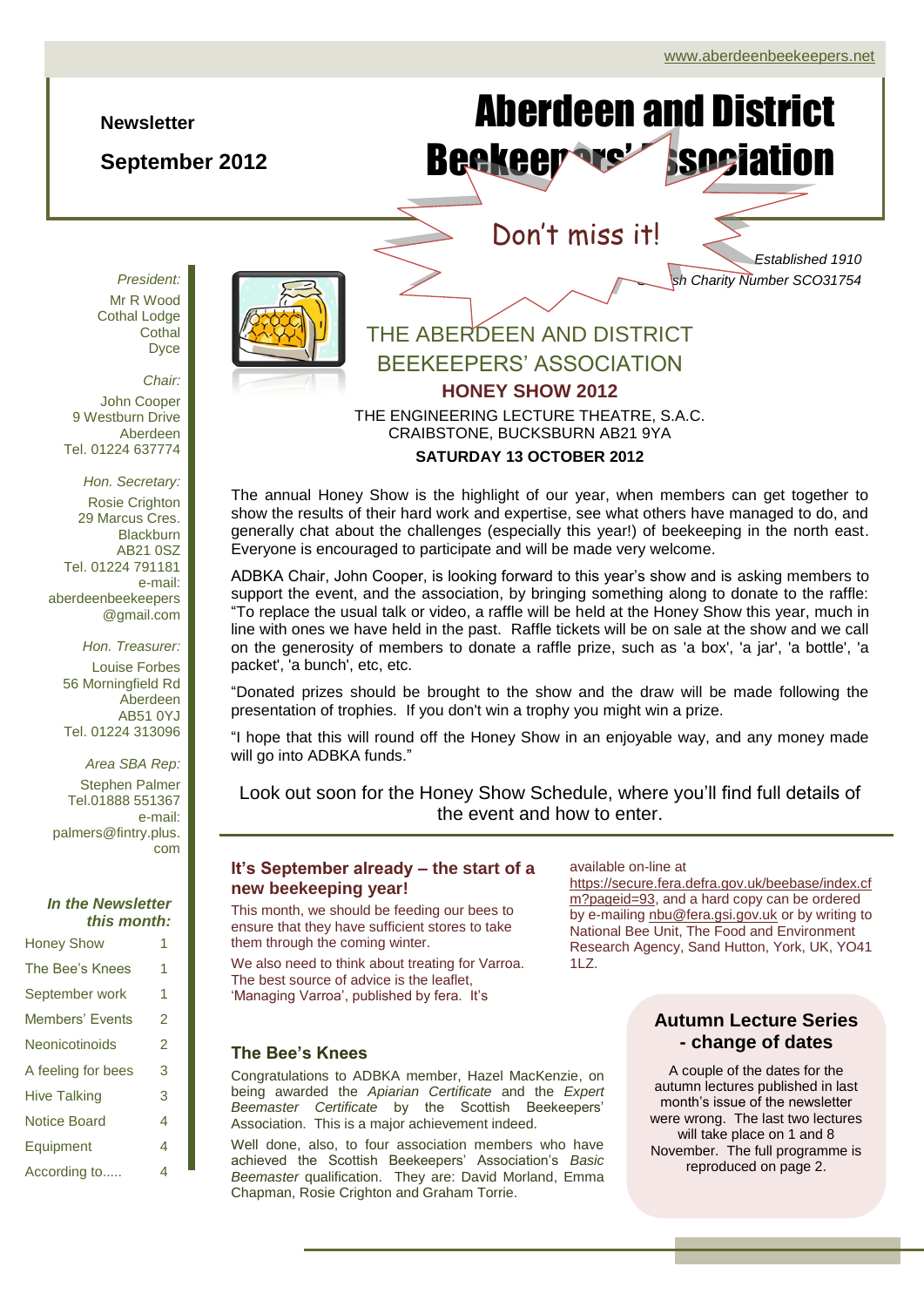www.aberdeenbeekeepers.net

**Newsletter**

**September 2012**

# Aberdeen and District Beekeepers' Association

Don't miss it!

*Established 1910*

*Scottish Charity Number SCO31754*

*President:*
Mr R Wood
Cothal Lodge
Cothal
Dyce

*Chair:*
John Cooper
9 Westburn Drive
Aberdeen
Tel. 01224 637774

*Hon. Secretary:*
Rosie Crighton
29 Marcus Cres.
Blackburn
AB21 0SZ
Tel. 01224 791181
e-mail: aberdeenbeekeepers@gmail.com

*Hon. Treasurer:*
Louise Forbes
56 Morningfield Rd
Aberdeen
AB51 0YJ
Tel. 01224 313096

*Area SBA Rep:*
Stephen Palmer
Tel.01888 551367
e-mail: palmers@fintry.plus.com

***In the Newsletter this month:***

| | |
|---|---|
| Honey Show | 1 |
| The Bee's Knees | 1 |
| September work | 1 |
| Members' Events | 2 |
| Neonicotinoids | 2 |
| A feeling for bees | 3 |
| Hive Talking | 3 |
| Notice Board | 4 |
| Equipment | 4 |
| According to..... | 4 |

## THE ABERDEEN AND DISTRICT BEEKEEPERS' ASSOCIATION

### HONEY SHOW 2012

THE ENGINEERING LECTURE THEATRE, S.A.C.
CRAIBSTONE, BUCKSBURN AB21 9YA

**SATURDAY 13 OCTOBER 2012**

The annual Honey Show is the highlight of our year, when members can get together to show the results of their hard work and expertise, see what others have managed to do, and generally chat about the challenges (especially this year!) of beekeeping in the north east. Everyone is encouraged to participate and will be made very welcome.

ADBKA Chair, John Cooper, is looking forward to this year's show and is asking members to support the event, and the association, by bringing something along to donate to the raffle: "To replace the usual talk or video, a raffle will be held at the Honey Show this year, much in line with ones we have held in the past. Raffle tickets will be on sale at the show and we call on the generosity of members to donate a raffle prize, such as 'a box', 'a jar', 'a bottle', 'a packet', 'a bunch', etc, etc.

"Donated prizes should be brought to the show and the draw will be made following the presentation of trophies. If you don't win a trophy you might win a prize.

"I hope that this will round off the Honey Show in an enjoyable way, and any money made will go into ADBKA funds."

Look out soon for the Honey Show Schedule, where you'll find full details of the event and how to enter.

### It's September already – the start of a new beekeeping year!

This month, we should be feeding our bees to ensure that they have sufficient stores to take them through the coming winter.

We also need to think about treating for Varroa. The best source of advice is the leaflet, 'Managing Varroa', published by fera. It's available on-line at https://secure.fera.defra.gov.uk/beebase/index.cfm?pageid=93, and a hard copy can be ordered by e-mailing nbu@fera.gsi.gov.uk or by writing to National Bee Unit, The Food and Environment Research Agency, Sand Hutton, York, UK, YO41 1LZ.

### The Bee's Knees

Congratulations to ADBKA member, Hazel MacKenzie, on being awarded the *Apiarian Certificate* and the *Expert Beemaster Certificate* by the Scottish Beekeepers' Association. This is a major achievement indeed.

Well done, also, to four association members who have achieved the Scottish Beekeepers' Association's *Basic Beemaster* qualification. They are: David Morland, Emma Chapman, Rosie Crighton and Graham Torrie.

### Autumn Lecture Series - change of dates

A couple of the dates for the autumn lectures published in last month's issue of the newsletter were wrong. The last two lectures will take place on 1 and 8 November. The full programme is reproduced on page 2.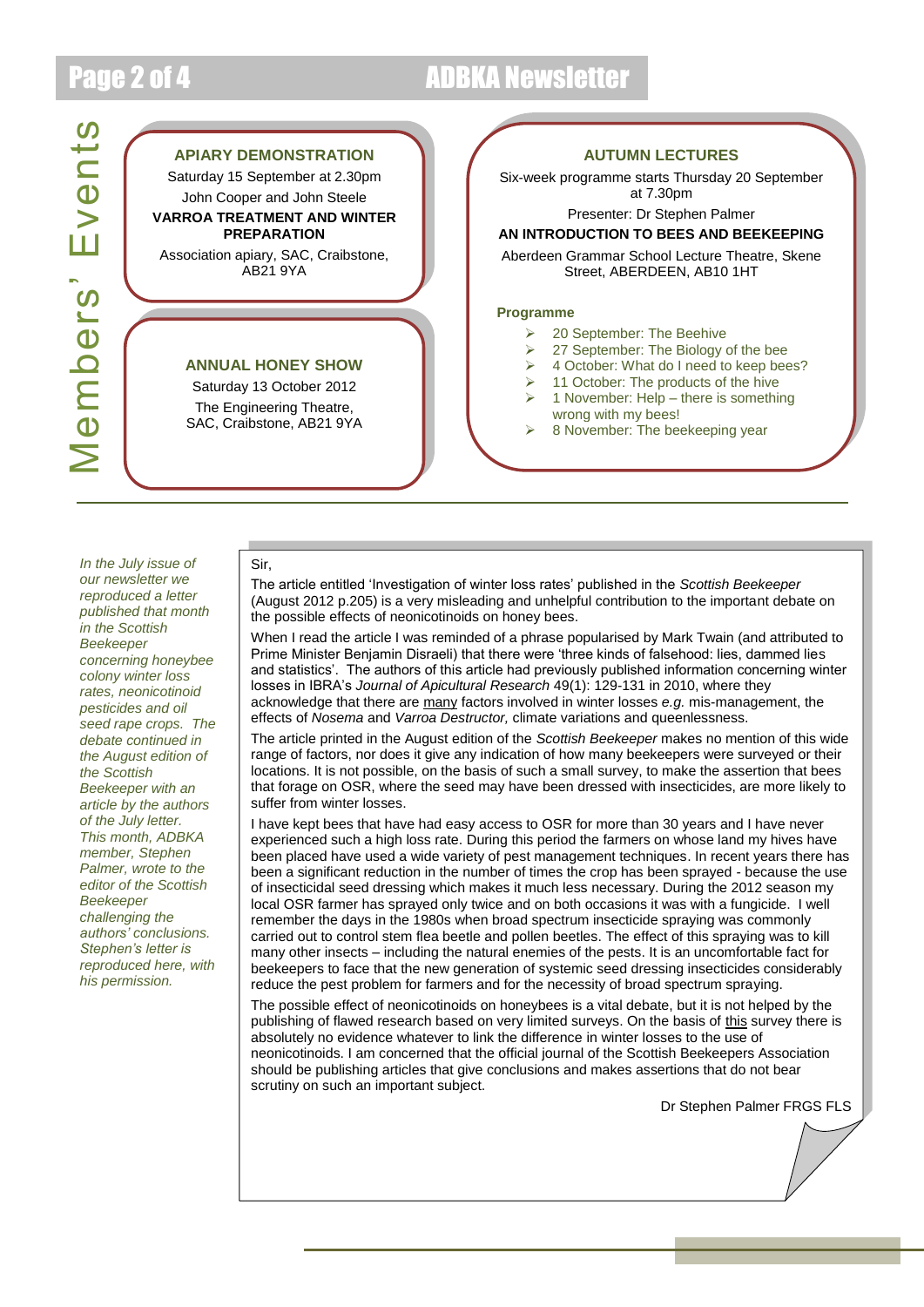# Members' Events

### APIARY DEMONSTRATION

Saturday 15 September at 2.30pm

John Cooper and John Steele

**VARROA TREATMENT AND WINTER PREPARATION**

Association apiary, SAC, Craibstone, AB21 9YA

### ANNUAL HONEY SHOW

Saturday 13 October 2012

The Engineering Theatre, SAC, Craibstone, AB21 9YA

### AUTUMN LECTURES

Six-week programme starts Thursday 20 September at 7.30pm

Presenter: Dr Stephen Palmer

**AN INTRODUCTION TO BEES AND BEEKEEPING**

Aberdeen Grammar School Lecture Theatre, Skene Street, ABERDEEN, AB10 1HT

**Programme**

- 20 September: The Beehive
- 27 September: The Biology of the bee
- 4 October: What do I need to keep bees?
- 11 October: The products of the hive
- 1 November: Help – there is something wrong with my bees!
- 8 November: The beekeeping year

---

*In the July issue of our newsletter we reproduced a letter published that month in the Scottish Beekeeper concerning honeybee colony winter loss rates, neonicotinoid pesticides and oil seed rape crops. The debate continued in the August edition of the Scottish Beekeeper with an article by the authors of the July letter. This month, ADBKA member, Stephen Palmer, wrote to the editor of the Scottish Beekeeper challenging the authors' conclusions. Stephen's letter is reproduced here, with his permission.*

Sir,

The article entitled 'Investigation of winter loss rates' published in the *Scottish Beekeeper* (August 2012 p.205) is a very misleading and unhelpful contribution to the important debate on the possible effects of neonicotinoids on honey bees.

When I read the article I was reminded of a phrase popularised by Mark Twain (and attributed to Prime Minister Benjamin Disraeli) that there were 'three kinds of falsehood: lies, dammed lies and statistics'. The authors of this article had previously published information concerning winter losses in IBRA's *Journal of Apicultural Research* 49(1): 129-131 in 2010, where they acknowledge that there are <u>many</u> factors involved in winter losses *e.g.* mis-management, the effects of *Nosema* and *Varroa Destructor,* climate variations and queenlessness.

The article printed in the August edition of the *Scottish Beekeeper* makes no mention of this wide range of factors, nor does it give any indication of how many beekeepers were surveyed or their locations. It is not possible, on the basis of such a small survey, to make the assertion that bees that forage on OSR, where the seed may have been dressed with insecticides, are more likely to suffer from winter losses.

I have kept bees that have had easy access to OSR for more than 30 years and I have never experienced such a high loss rate. During this period the farmers on whose land my hives have been placed have used a wide variety of pest management techniques. In recent years there has been a significant reduction in the number of times the crop has been sprayed - because the use of insecticidal seed dressing which makes it much less necessary. During the 2012 season my local OSR farmer has sprayed only twice and on both occasions it was with a fungicide. I well remember the days in the 1980s when broad spectrum insecticide spraying was commonly carried out to control stem flea beetle and pollen beetles. The effect of this spraying was to kill many other insects – including the natural enemies of the pests. It is an uncomfortable fact for beekeepers to face that the new generation of systemic seed dressing insecticides considerably reduce the pest problem for farmers and for the necessity of broad spectrum spraying.

The possible effect of neonicotinoids on honeybees is a vital debate, but it is not helped by the publishing of flawed research based on very limited surveys. On the basis of <u>this</u> survey there is absolutely no evidence whatever to link the difference in winter losses to the use of neonicotinoids. I am concerned that the official journal of the Scottish Beekeepers Association should be publishing articles that give conclusions and makes assertions that do not bear scrutiny on such an important subject.

Dr Stephen Palmer FRGS FLS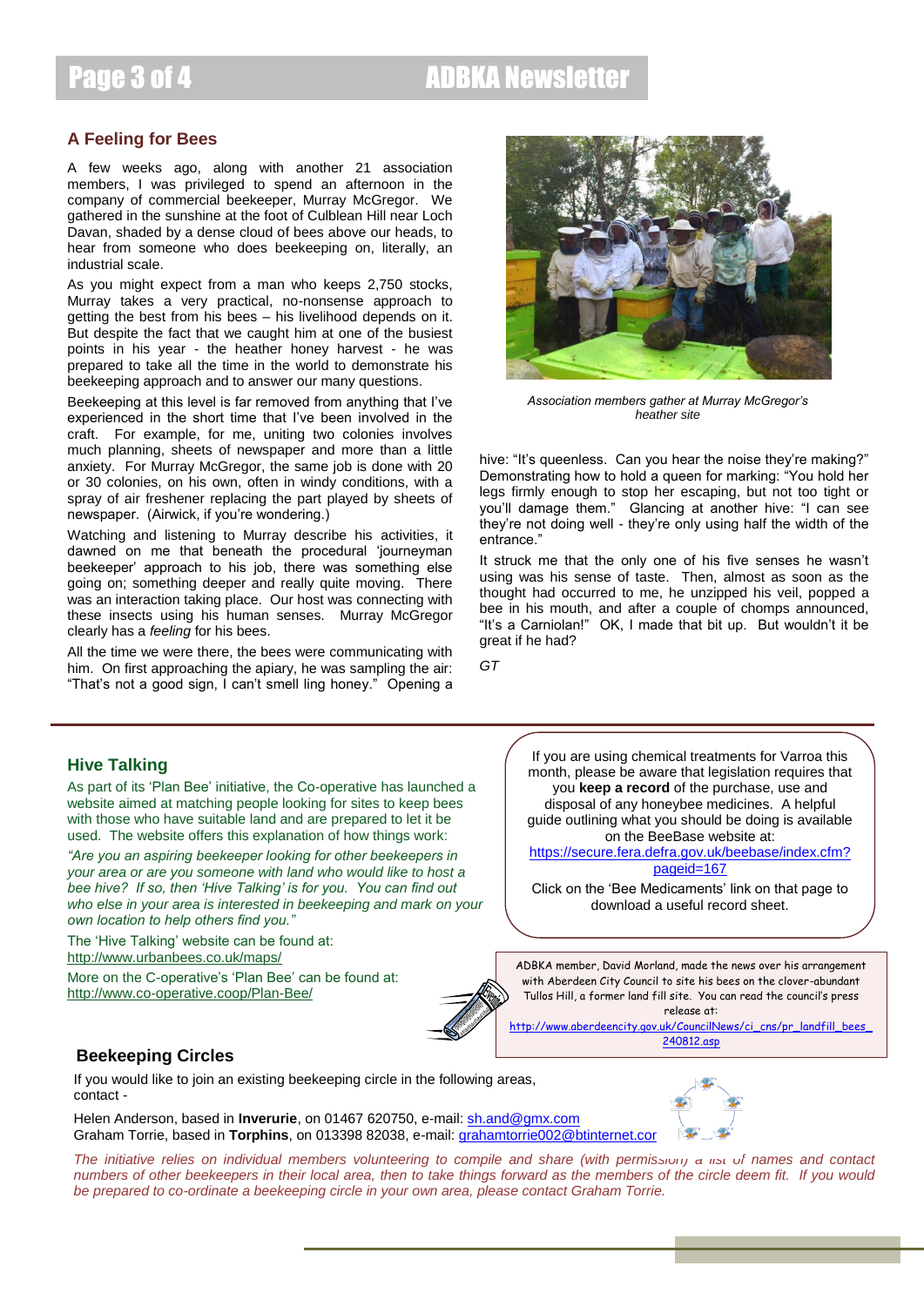## A Feeling for Bees

A few weeks ago, along with another 21 association members, I was privileged to spend an afternoon in the company of commercial beekeeper, Murray McGregor. We gathered in the sunshine at the foot of Culblean Hill near Loch Davan, shaded by a dense cloud of bees above our heads, to hear from someone who does beekeeping on, literally, an industrial scale.

As you might expect from a man who keeps 2,750 stocks, Murray takes a very practical, no-nonsense approach to getting the best from his bees – his livelihood depends on it. But despite the fact that we caught him at one of the busiest points in his year - the heather honey harvest - he was prepared to take all the time in the world to demonstrate his beekeeping approach and to answer our many questions.

Beekeeping at this level is far removed from anything that I've experienced in the short time that I've been involved in the craft. For example, for me, uniting two colonies involves much planning, sheets of newspaper and more than a little anxiety. For Murray McGregor, the same job is done with 20 or 30 colonies, on his own, often in windy conditions, with a spray of air freshener replacing the part played by sheets of newspaper. (Airwick, if you're wondering.)

Watching and listening to Murray describe his activities, it dawned on me that beneath the procedural 'journeyman beekeeper' approach to his job, there was something else going on; something deeper and really quite moving. There was an interaction taking place. Our host was connecting with these insects using his human senses. Murray McGregor clearly has a *feeling* for his bees.

All the time we were there, the bees were communicating with him. On first approaching the apiary, he was sampling the air: "That's not a good sign, I can't smell ling honey." Opening a hive: "It's queenless. Can you hear the noise they're making?" Demonstrating how to hold a queen for marking: "You hold her legs firmly enough to stop her escaping, but not too tight or you'll damage them." Glancing at another hive: "I can see they're not doing well - they're only using half the width of the entrance."

*Association members gather at Murray McGregor's heather site*

It struck me that the only one of his five senses he wasn't using was his sense of taste. Then, almost as soon as the thought had occurred to me, he unzipped his veil, popped a bee in his mouth, and after a couple of chomps announced, "It's a Carniolan!" OK, I made that bit up. But wouldn't it be great if he had?

*GT*

---

## Hive Talking

As part of its 'Plan Bee' initiative, the Co-operative has launched a website aimed at matching people looking for sites to keep bees with those who have suitable land and are prepared to let it be used. The website offers this explanation of how things work:

*"Are you an aspiring beekeeper looking for other beekeepers in your area or are you someone with land who would like to host a bee hive? If so, then 'Hive Talking' is for you. You can find out who else in your area is interested in beekeeping and mark on your own location to help others find you."*

The 'Hive Talking' website can be found at: http://www.urbanbees.co.uk/maps/

More on the C-operative's 'Plan Bee' can be found at: http://www.co-operative.coop/Plan-Bee/

If you are using chemical treatments for Varroa this month, please be aware that legislation requires that you **keep a record** of the purchase, use and disposal of any honeybee medicines. A helpful guide outlining what you should be doing is available on the BeeBase website at: https://secure.fera.defra.gov.uk/beebase/index.cfm?pageid=167

Click on the 'Bee Medicaments' link on that page to download a useful record sheet.

ADBKA member, David Morland, made the news over his arrangement with Aberdeen City Council to site his bees on the clover-abundant Tullos Hill, a former land fill site. You can read the council's press release at: http://www.aberdeencity.gov.uk/CouncilNews/ci_cns/pr_landfill_bees_240812.asp

## Beekeeping Circles

If you would like to join an existing beekeeping circle in the following areas, contact -

Helen Anderson, based in **Inverurie**, on 01467 620750, e-mail: sh.and@gmx.com
Graham Torrie, based in **Torphins**, on 013398 82038, e-mail: grahamtorrie002@btinternet.com

*The initiative relies on individual members volunteering to compile and share (with permission) a list of names and contact numbers of other beekeepers in their local area, then to take things forward as the members of the circle deem fit. If you would be prepared to co-ordinate a beekeeping circle in your own area, please contact Graham Torrie.*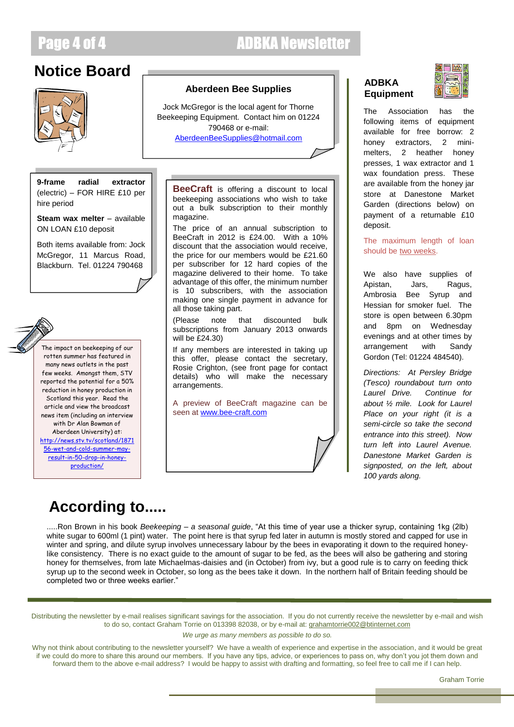# Notice Board

### Aberdeen Bee Supplies

Jock McGregor is the local agent for Thorne Beekeeping Equipment. Contact him on 01224 790468 or e-mail: AberdeenBeeSupplies@hotmail.com

**9-frame radial extractor** (electric) – FOR HIRE £10 per hire period

**Steam wax melter** – available ON LOAN £10 deposit

Both items available from: Jock McGregor, 11 Marcus Road, Blackburn. Tel. 01224 790468

The impact on beekeeping of our rotten summer has featured in many news outlets in the past few weeks. Amongst them, STV reported the potential for a 50% reduction in honey production in Scotland this year. Read the article and view the broadcast news item (including an interview with Dr Alan Bowman of Aberdeen University) at: http://news.stv.tv/scotland/187156-wet-and-cold-summer-may-result-in-50-drop-in-honey-production/

**BeeCraft** is offering a discount to local beekeeping associations who wish to take out a bulk subscription to their monthly magazine.

The price of an annual subscription to BeeCraft in 2012 is £24.00. With a 10% discount that the association would receive, the price for our members would be £21.60 per subscriber for 12 hard copies of the magazine delivered to their home. To take advantage of this offer, the minimum number is 10 subscribers, with the association making one single payment in advance for all those taking part.

(Please note that discounted bulk subscriptions from January 2013 onwards will be £24.30)

If any members are interested in taking up this offer, please contact the secretary, Rosie Crighton, (see front page for contact details) who will make the necessary arrangements.

A preview of BeeCraft magazine can be seen at www.bee-craft.com

### ADBKA Equipment

The Association has the following items of equipment available for free borrow: 2 honey extractors, 2 mini-melters, 2 heather honey presses, 1 wax extractor and 1 wax foundation press. These are available from the honey jar store at Danestone Market Garden (directions below) on payment of a returnable £10 deposit.

The maximum length of loan should be two weeks.

We also have supplies of Apistan, Jars, Ragus, Ambrosia Bee Syrup and Hessian for smoker fuel. The store is open between 6.30pm and 8pm on Wednesday evenings and at other times by arrangement with Sandy Gordon (Tel: 01224 484540).

*Directions: At Persley Bridge (Tesco) roundabout turn onto Laurel Drive. Continue for about ½ mile. Look for Laurel Place on your right (it is a semi-circle so take the second entrance into this street). Now turn left into Laurel Avenue. Danestone Market Garden is signposted, on the left, about 100 yards along.*

# According to.....

.....Ron Brown in his book *Beekeeping – a seasonal guide*, "At this time of year use a thicker syrup, containing 1kg (2lb) white sugar to 600ml (1 pint) water. The point here is that syrup fed later in autumn is mostly stored and capped for use in winter and spring, and dilute syrup involves unnecessary labour by the bees in evaporating it down to the required honey-like consistency. There is no exact guide to the amount of sugar to be fed, as the bees will also be gathering and storing honey for themselves, from late Michaelmas-daisies and (in October) from ivy, but a good rule is to carry on feeding thick syrup up to the second week in October, so long as the bees take it down. In the northern half of Britain feeding should be completed two or three weeks earlier."

---

Distributing the newsletter by e-mail realises significant savings for the association. If you do not currently receive the newsletter by e-mail and wish to do so, contact Graham Torrie on 013398 82038, or by e-mail at: grahamtorrie002@btinternet.com

*We urge as many members as possible to do so.*

Why not think about contributing to the newsletter yourself? We have a wealth of experience and expertise in the association, and it would be great if we could do more to share this around our members. If you have any tips, advice, or experiences to pass on, why don't you jot them down and forward them to the above e-mail address? I would be happy to assist with drafting and formatting, so feel free to call me if I can help.

Graham Torrie